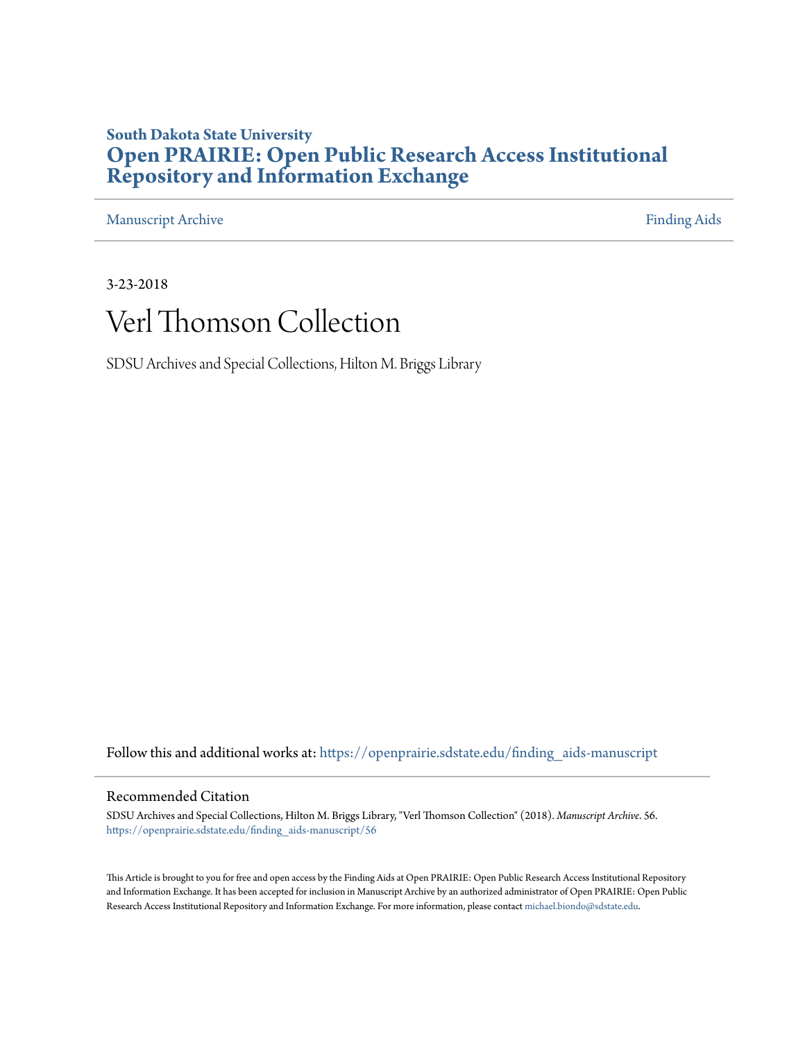**South Dakota State University**

# Open PRAIRIE: Open Public Research Access Institutional Repository and Information Exchange

Manuscript Archive | Finding Aids

3-23-2018

# Verl Thomson Collection

SDSU Archives and Special Collections, Hilton M. Briggs Library

Follow this and additional works at: https://openprairie.sdstate.edu/finding_aids-manuscript

## Recommended Citation

SDSU Archives and Special Collections, Hilton M. Briggs Library, "Verl Thomson Collection" (2018). *Manuscript Archive*. 56.
https://openprairie.sdstate.edu/finding_aids-manuscript/56

This Article is brought to you for free and open access by the Finding Aids at Open PRAIRIE: Open Public Research Access Institutional Repository and Information Exchange. It has been accepted for inclusion in Manuscript Archive by an authorized administrator of Open PRAIRIE: Open Public Research Access Institutional Repository and Information Exchange. For more information, please contact michael.biondo@sdstate.edu.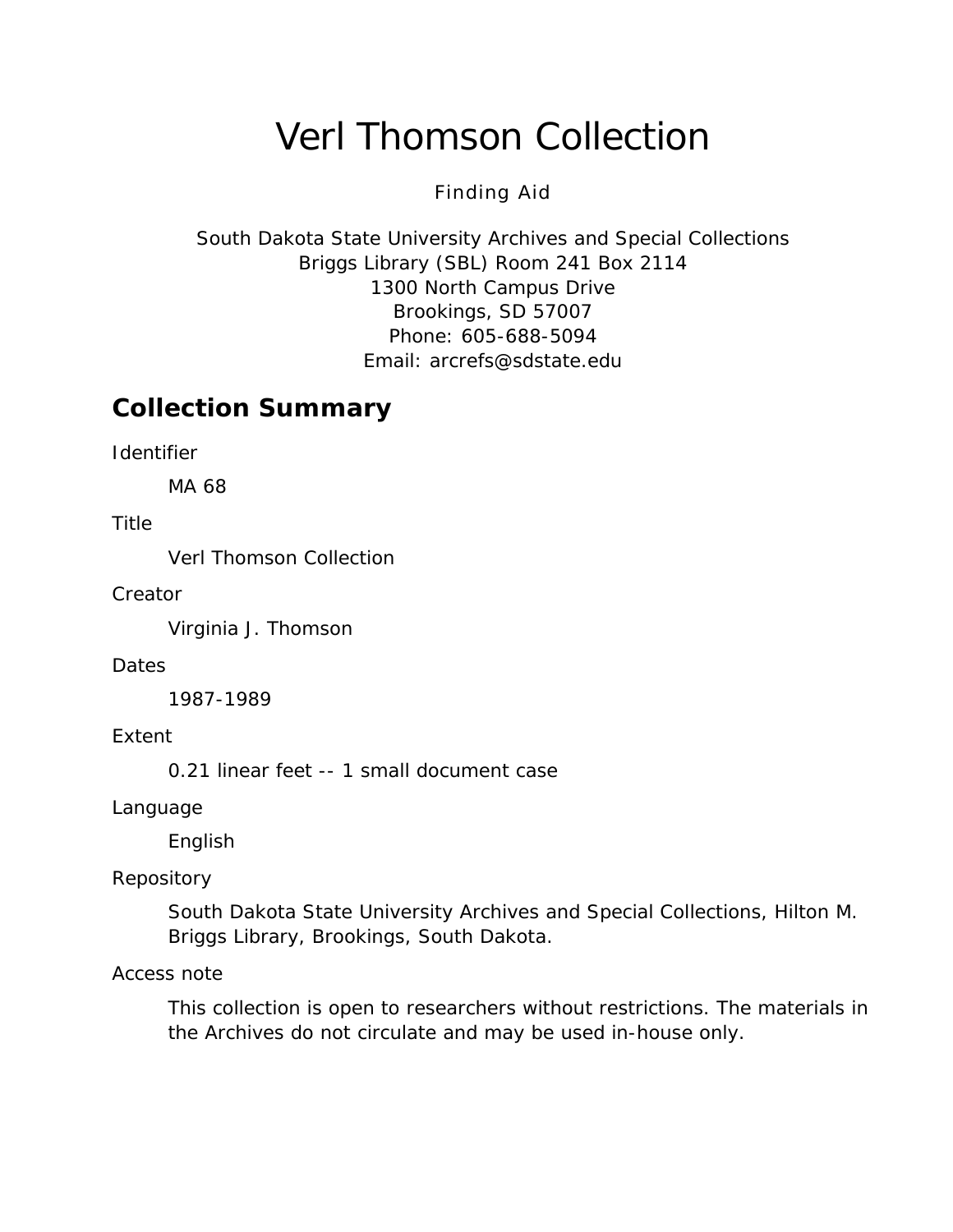# Verl Thomson Collection

Finding Aid

South Dakota State University Archives and Special Collections
Briggs Library (SBL) Room 241 Box 2114
1300 North Campus Drive
Brookings, SD 57007
Phone: 605-688-5094
Email: arcrefs@sdstate.edu

## Collection Summary

Identifier

MA 68

Title

Verl Thomson Collection

Creator

Virginia J. Thomson

Dates

1987-1989

Extent

0.21 linear feet -- 1 small document case

Language

English

Repository

South Dakota State University Archives and Special Collections, Hilton M. Briggs Library, Brookings, South Dakota.

Access note

This collection is open to researchers without restrictions. The materials in the Archives do not circulate and may be used in-house only.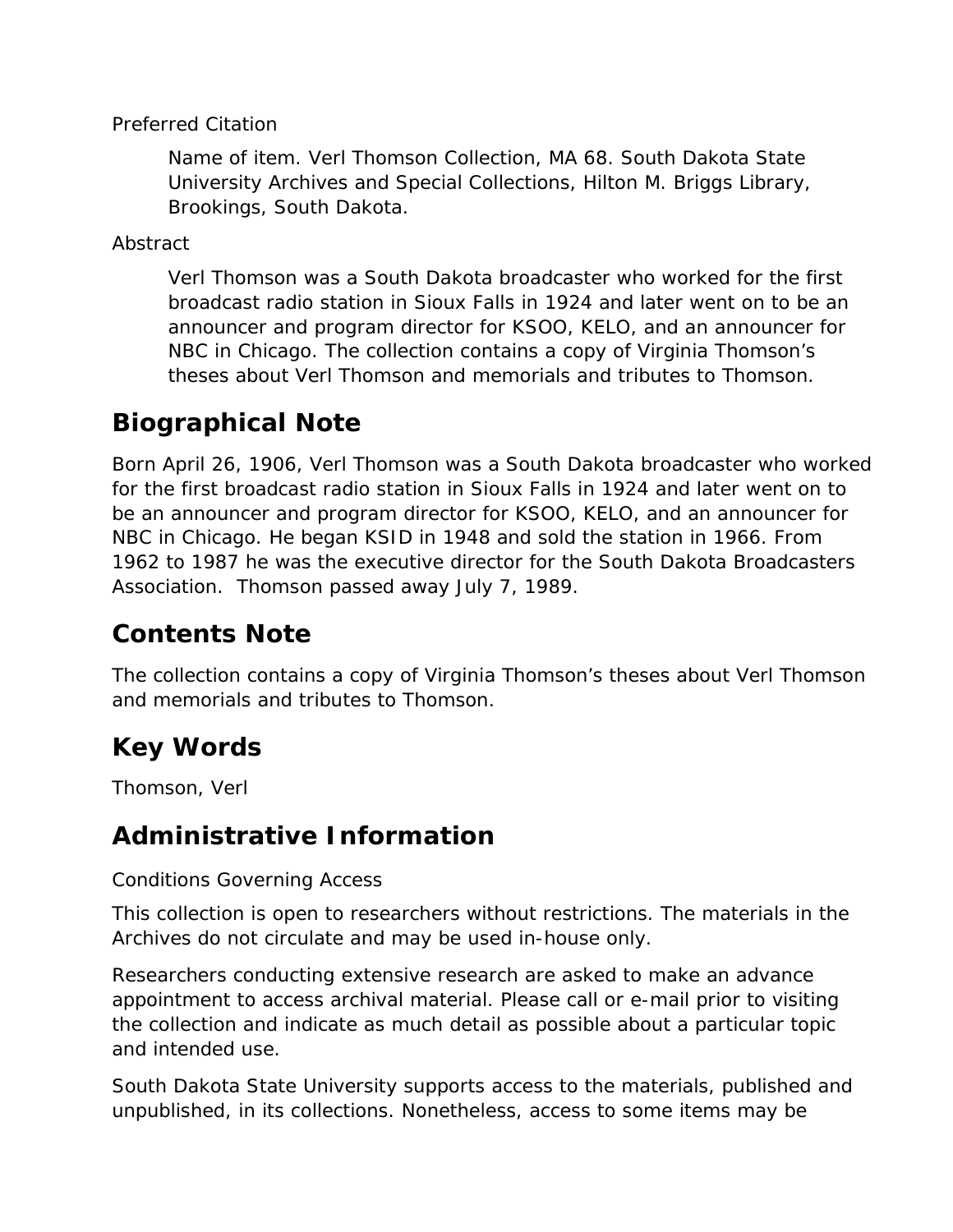Preferred Citation

> Name of item. Verl Thomson Collection, MA 68. South Dakota State University Archives and Special Collections, Hilton M. Briggs Library, Brookings, South Dakota.

Abstract

> Verl Thomson was a South Dakota broadcaster who worked for the first broadcast radio station in Sioux Falls in 1924 and later went on to be an announcer and program director for KSOO, KELO, and an announcer for NBC in Chicago. The collection contains a copy of Virginia Thomson's theses about Verl Thomson and memorials and tributes to Thomson.

## Biographical Note

Born April 26, 1906, Verl Thomson was a South Dakota broadcaster who worked for the first broadcast radio station in Sioux Falls in 1924 and later went on to be an announcer and program director for KSOO, KELO, and an announcer for NBC in Chicago. He began KSID in 1948 and sold the station in 1966. From 1962 to 1987 he was the executive director for the South Dakota Broadcasters Association. Thomson passed away July 7, 1989.

## Contents Note

The collection contains a copy of Virginia Thomson's theses about Verl Thomson and memorials and tributes to Thomson.

## Key Words

Thomson, Verl

## Administrative Information

Conditions Governing Access

This collection is open to researchers without restrictions. The materials in the Archives do not circulate and may be used in-house only.

Researchers conducting extensive research are asked to make an advance appointment to access archival material. Please call or e-mail prior to visiting the collection and indicate as much detail as possible about a particular topic and intended use.

South Dakota State University supports access to the materials, published and unpublished, in its collections. Nonetheless, access to some items may be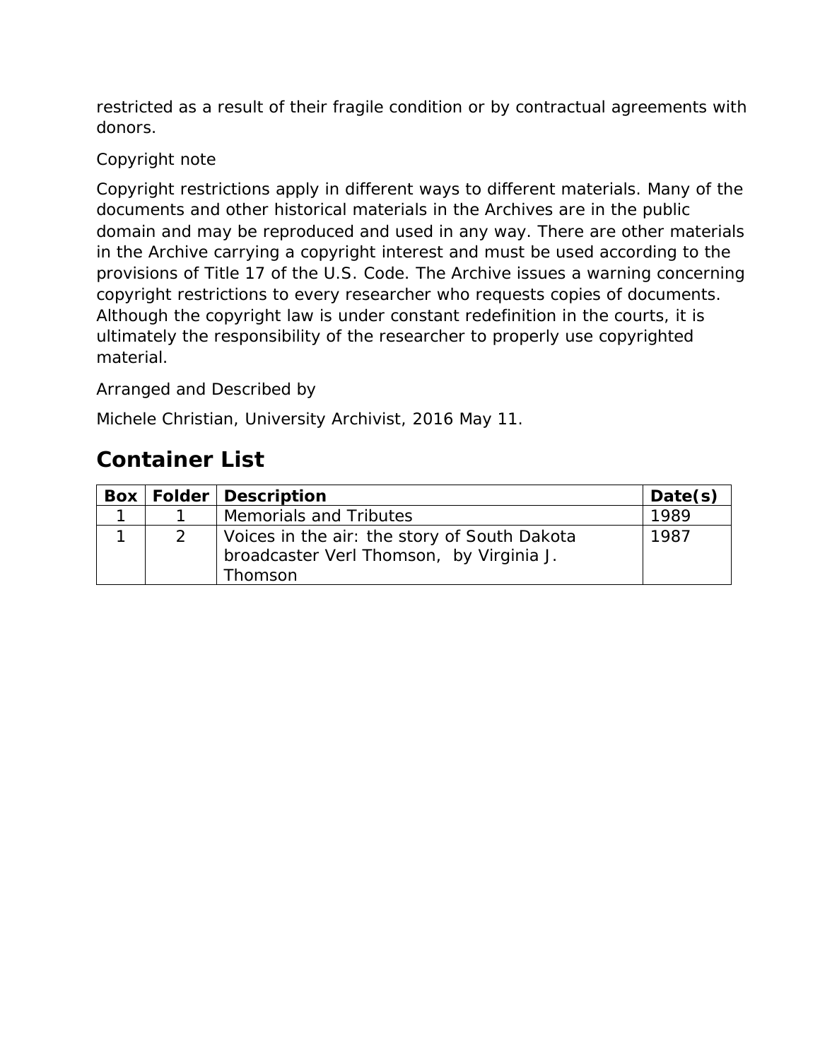restricted as a result of their fragile condition or by contractual agreements with donors.

Copyright note

Copyright restrictions apply in different ways to different materials. Many of the documents and other historical materials in the Archives are in the public domain and may be reproduced and used in any way. There are other materials in the Archive carrying a copyright interest and must be used according to the provisions of Title 17 of the U.S. Code. The Archive issues a warning concerning copyright restrictions to every researcher who requests copies of documents. Although the copyright law is under constant redefinition in the courts, it is ultimately the responsibility of the researcher to properly use copyrighted material.

Arranged and Described by

Michele Christian, University Archivist, 2016 May 11.

## Container List

| Box | Folder | Description | Date(s) |
|---|---|---|---|
| 1 | 1 | Memorials and Tributes | 1989 |
| 1 | 2 | Voices in the air: the story of South Dakota broadcaster Verl Thomson, by Virginia J. Thomson | 1987 |